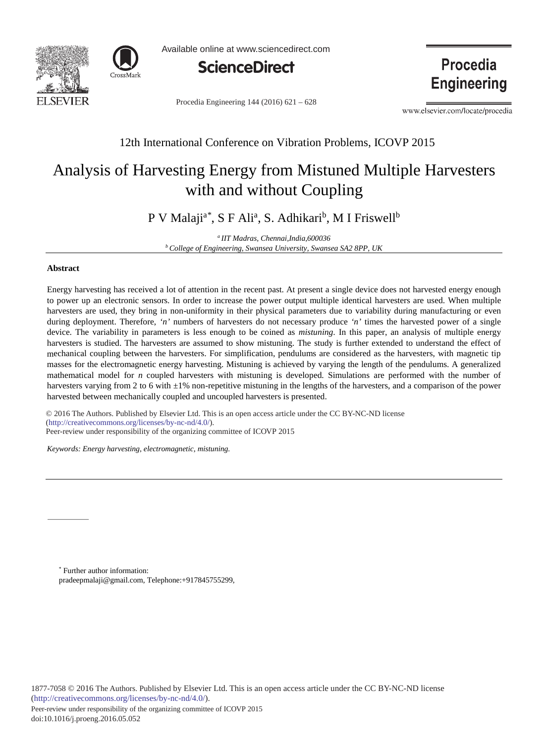12th International Conference on Vibration Problems, ICOVP 2015

# Analysis of Harvesting Energy from Mistuned Multiple Harvesters with and without Coupling

P V Malaji[a*], S F Ali[a], S. Adhikari[b], M I Friswell[b]

[a] *IIT Madras, Chennai,India,600036*
[b] *College of Engineering, Swansea University, Swansea SA2 8PP, UK*

**Abstract**

Energy harvesting has received a lot of attention in the recent past. At present a single device does not harvested energy enough to power up an electronic sensors. In order to increase the power output multiple identical harvesters are used. When multiple harvesters are used, they bring in non-uniformity in their physical parameters due to variability during manufacturing or even during deployment. Therefore, *'n'* numbers of harvesters do not necessary produce *'n'* times the harvested power of a single device. The variability in parameters is less enough to be coined as *mistuning*. In this paper, an analysis of multiple energy harvesters is studied. The harvesters are assumed to show mistuning. The study is further extended to understand the effect of mechanical coupling between the harvesters. For simplification, pendulums are considered as the harvesters, with magnetic tip masses for the electromagnetic energy harvesting. Mistuning is achieved by varying the length of the pendulums. A generalized mathematical model for *n* coupled harvesters with mistuning is developed. Simulations are performed with the number of harvesters varying from 2 to 6 with ±1% non-repetitive mistuning in the lengths of the harvesters, and a comparison of the power harvested between mechanically coupled and uncoupled harvesters is presented.

© 2016 The Authors. Published by Elsevier Ltd. This is an open access article under the CC BY-NC-ND license (http://creativecommons.org/licenses/by-nc-nd/4.0/).
Peer-review under responsibility of the organizing committee of ICOVP 2015

*Keywords: Energy harvesting, electromagnetic, mistuning.*

[*] Further author information:
pradeepmalaji@gmail.com, Telephone:+917845755299,

1877-7058 © 2016 The Authors. Published by Elsevier Ltd. This is an open access article under the CC BY-NC-ND license (http://creativecommons.org/licenses/by-nc-nd/4.0/).
Peer-review under responsibility of the organizing committee of ICOVP 2015
doi:10.1016/j.proeng.2016.05.052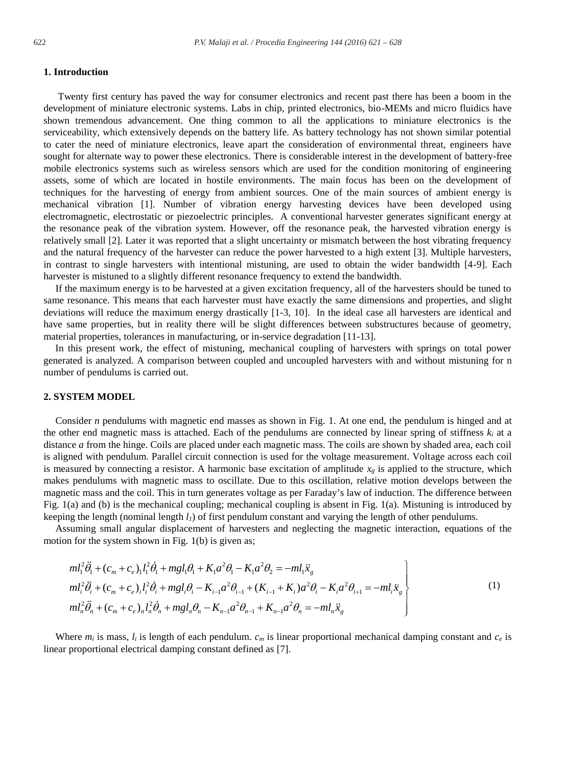## 1. Introduction

Twenty first century has paved the way for consumer electronics and recent past there has been a boom in the development of miniature electronic systems. Labs in chip, printed electronics, bio-MEMs and micro fluidics have shown tremendous advancement. One thing common to all the applications to miniature electronics is the serviceability, which extensively depends on the battery life. As battery technology has not shown similar potential to cater the need of miniature electronics, leave apart the consideration of environmental threat, engineers have sought for alternate way to power these electronics. There is considerable interest in the development of battery-free mobile electronics systems such as wireless sensors which are used for the condition monitoring of engineering assets, some of which are located in hostile environments. The main focus has been on the development of techniques for the harvesting of energy from ambient sources. One of the main sources of ambient energy is mechanical vibration [1]. Number of vibration energy harvesting devices have been developed using electromagnetic, electrostatic or piezoelectric principles. A conventional harvester generates significant energy at the resonance peak of the vibration system. However, off the resonance peak, the harvested vibration energy is relatively small [2]. Later it was reported that a slight uncertainty or mismatch between the host vibrating frequency and the natural frequency of the harvester can reduce the power harvested to a high extent [3]. Multiple harvesters, in contrast to single harvesters with intentional mistuning, are used to obtain the wider bandwidth [4-9]. Each harvester is mistuned to a slightly different resonance frequency to extend the bandwidth.

If the maximum energy is to be harvested at a given excitation frequency, all of the harvesters should be tuned to same resonance. This means that each harvester must have exactly the same dimensions and properties, and slight deviations will reduce the maximum energy drastically [1-3, 10]. In the ideal case all harvesters are identical and have same properties, but in reality there will be slight differences between substructures because of geometry, material properties, tolerances in manufacturing, or in-service degradation [11-13].

In this present work, the effect of mistuning, mechanical coupling of harvesters with springs on total power generated is analyzed. A comparison between coupled and uncoupled harvesters with and without mistuning for n number of pendulums is carried out.

## 2. SYSTEM MODEL

Consider *n* pendulums with magnetic end masses as shown in Fig. 1. At one end, the pendulum is hinged and at the other end magnetic mass is attached. Each of the pendulums are connected by linear spring of stiffness $k_i$ at a distance *a* from the hinge. Coils are placed under each magnetic mass. The coils are shown by shaded area, each coil is aligned with pendulum. Parallel circuit connection is used for the voltage measurement. Voltage across each coil is measured by connecting a resistor. A harmonic base excitation of amplitude $x_g$ is applied to the structure, which makes pendulums with magnetic mass to oscillate. Due to this oscillation, relative motion develops between the magnetic mass and the coil. This in turn generates voltage as per Faraday's law of induction. The difference between Fig. 1(a) and (b) is the mechanical coupling; mechanical coupling is absent in Fig. 1(a). Mistuning is introduced by keeping the length (nominal length $l_1$) of first pendulum constant and varying the length of other pendulums.

Assuming small angular displacement of harvesters and neglecting the magnetic interaction, equations of the motion for the system shown in Fig. 1(b) is given as;

$$
\left.
\begin{aligned}
& ml_1^2\ddot{\theta}_1 + (c_m + c_e)_1 l_1^2\dot{\theta}_1 + mgl_1\theta_1 + K_1a^2\theta_1 - K_1a^2\theta_2 = -ml_1\ddot{x}_g \\
& ml_i^2\ddot{\theta}_i + (c_m + c_e)_i l_i^2\dot{\theta}_i + mgl_i\theta_i - K_{i-1}a^2\theta_{i-1} + (K_{i-1} + K_i)a^2\theta_i - K_ia^2\theta_{i+1} = -ml_i\ddot{x}_g \\
& ml_n^2\ddot{\theta}_n + (c_m + c_e)_n l_n^2\dot{\theta}_n + mgl_n\theta_n - K_{n-1}a^2\theta_{n-1} + K_{n-1}a^2\theta_n = -ml_n\ddot{x}_g
\end{aligned}
\right\} \tag{1}
$$

Where $m_i$ is mass, $l_i$ is length of each pendulum. $c_m$ is linear proportional mechanical damping constant and $c_e$ is linear proportional electrical damping constant defined as [7].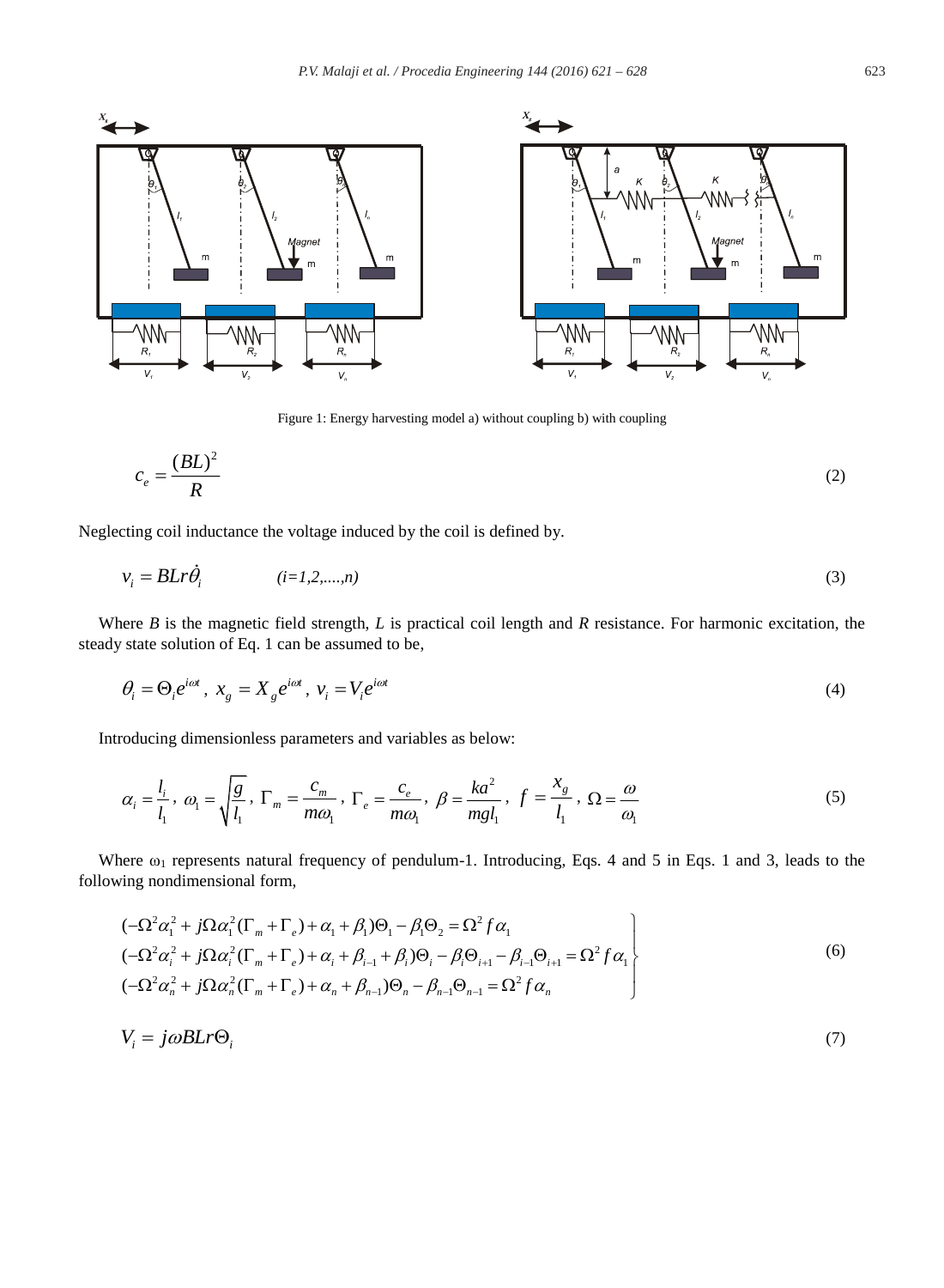Figure 1: Energy harvesting model a) without coupling b) with coupling

$$c_e = \frac{(BL)^2}{R} \tag{2}$$

Neglecting coil inductance the voltage induced by the coil is defined by.

$$v_i = BLr\dot{\theta}_i \qquad (i=1,2,....,n) \tag{3}$$

Where *B* is the magnetic field strength, *L* is practical coil length and *R* resistance. For harmonic excitation, the steady state solution of Eq. 1 can be assumed to be,

$$\theta_i = \Theta_i e^{i\omega t},\; x_g = X_g e^{i\omega t},\; v_i = V_i e^{i\omega t} \tag{4}$$

Introducing dimensionless parameters and variables as below:

$$\alpha_i = \frac{l_i}{l_1},\; \omega_1 = \sqrt{\frac{g}{l_1}},\; \Gamma_m = \frac{c_m}{m\omega_1},\; \Gamma_e = \frac{c_e}{m\omega_1},\; \beta = \frac{ka^2}{mgl_1},\; f = \frac{x_g}{l_1},\; \Omega = \frac{\omega}{\omega_1} \tag{5}$$

Where $\omega_1$ represents natural frequency of pendulum-1. Introducing, Eqs. 4 and 5 in Eqs. 1 and 3, leads to the following nondimensional form,

$$\left.\begin{array}{l}
(-\Omega^2\alpha_1^2 + j\Omega\alpha_1^2(\Gamma_m + \Gamma_e) + \alpha_1 + \beta_1)\Theta_1 - \beta_1\Theta_2 = \Omega^2 f\alpha_1 \\
(-\Omega^2\alpha_i^2 + j\Omega\alpha_i^2(\Gamma_m + \Gamma_e) + \alpha_i + \beta_{i-1} + \beta_i)\Theta_i - \beta_i\Theta_{i+1} - \beta_{i-1}\Theta_{i+1} = \Omega^2 f\alpha_1 \\
(-\Omega^2\alpha_n^2 + j\Omega\alpha_n^2(\Gamma_m + \Gamma_e) + \alpha_n + \beta_{n-1})\Theta_n - \beta_{n-1}\Theta_{n-1} = \Omega^2 f\alpha_n
\end{array}\right\} \tag{6}$$

$$V_i = j\omega BLr\Theta_i \tag{7}$$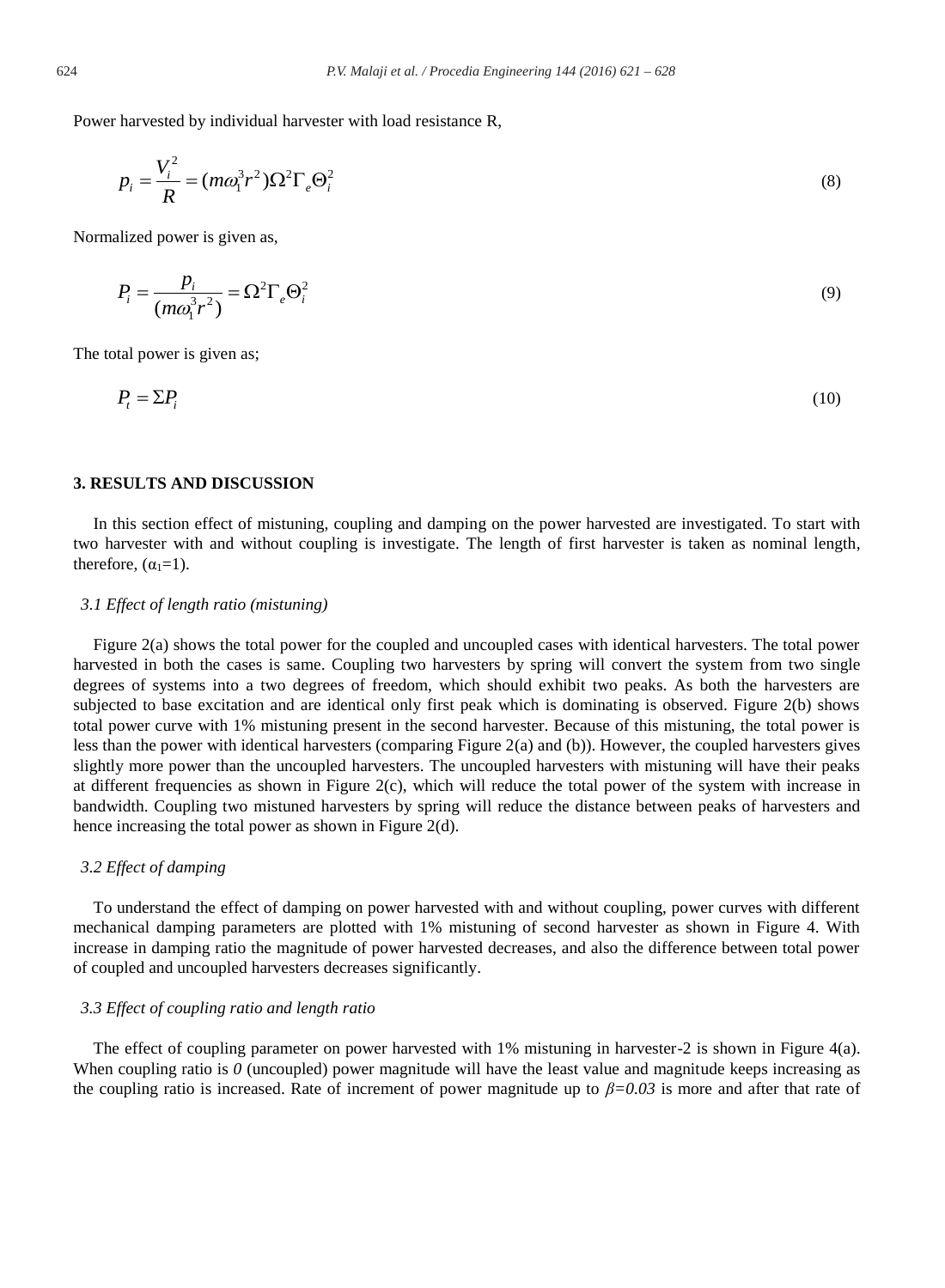Power harvested by individual harvester with load resistance R,

$$p_i = \frac{V_i^2}{R} = (m\omega_1^3 r^2)\Omega^2\Gamma_e\Theta_i^2 \tag{8}$$

Normalized power is given as,

$$P_i = \frac{p_i}{(m\omega_1^3 r^2)} = \Omega^2\Gamma_e\Theta_i^2 \tag{9}$$

The total power is given as;

$$P_t = \Sigma P_i \tag{10}$$

## 3. RESULTS AND DISCUSSION

In this section effect of mistuning, coupling and damping on the power harvested are investigated. To start with two harvester with and without coupling is investigate. The length of first harvester is taken as nominal length, therefore, ($\alpha_1$=1).

### 3.1 Effect of length ratio (mistuning)

Figure 2(a) shows the total power for the coupled and uncoupled cases with identical harvesters. The total power harvested in both the cases is same. Coupling two harvesters by spring will convert the system from two single degrees of systems into a two degrees of freedom, which should exhibit two peaks. As both the harvesters are subjected to base excitation and are identical only first peak which is dominating is observed. Figure 2(b) shows total power curve with 1% mistuning present in the second harvester. Because of this mistuning, the total power is less than the power with identical harvesters (comparing Figure 2(a) and (b)). However, the coupled harvesters gives slightly more power than the uncoupled harvesters. The uncoupled harvesters with mistuning will have their peaks at different frequencies as shown in Figure 2(c), which will reduce the total power of the system with increase in bandwidth. Coupling two mistuned harvesters by spring will reduce the distance between peaks of harvesters and hence increasing the total power as shown in Figure 2(d).

### 3.2 Effect of damping

To understand the effect of damping on power harvested with and without coupling, power curves with different mechanical damping parameters are plotted with 1% mistuning of second harvester as shown in Figure 4. With increase in damping ratio the magnitude of power harvested decreases, and also the difference between total power of coupled and uncoupled harvesters decreases significantly.

### 3.3 Effect of coupling ratio and length ratio

The effect of coupling parameter on power harvested with 1% mistuning in harvester-2 is shown in Figure 4(a). When coupling ratio is *0* (uncoupled) power magnitude will have the least value and magnitude keeps increasing as the coupling ratio is increased. Rate of increment of power magnitude up to $\beta=0.03$ is more and after that rate of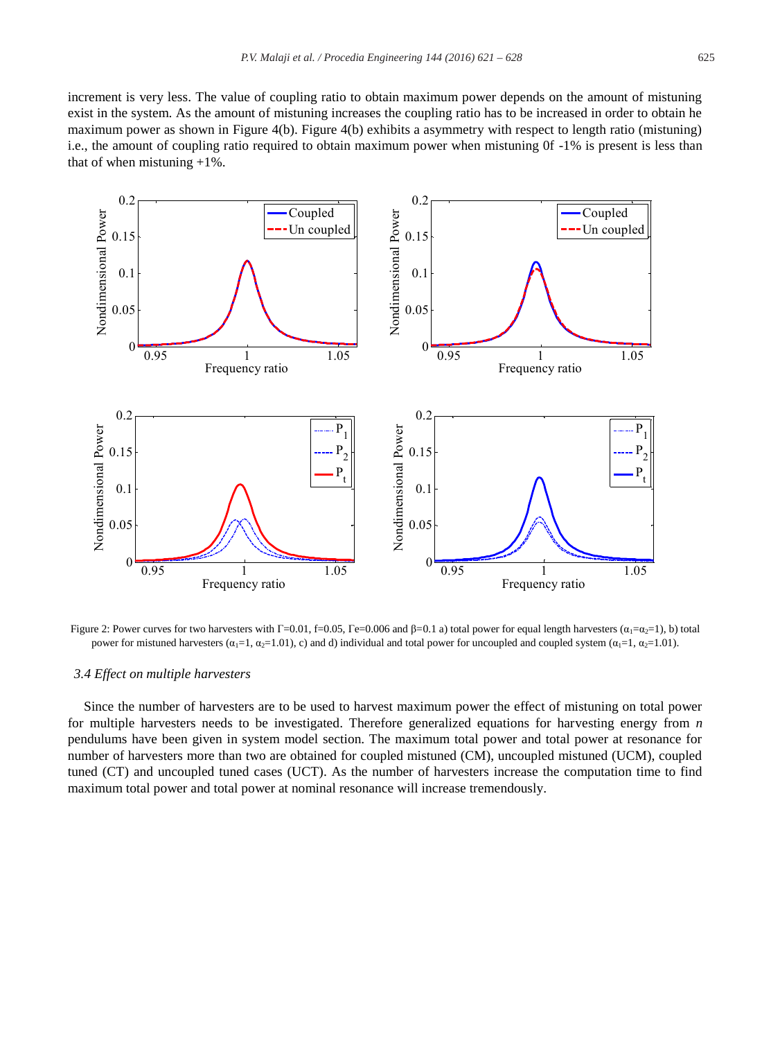increment is very less. The value of coupling ratio to obtain maximum power depends on the amount of mistuning exist in the system. As the amount of mistuning increases the coupling ratio has to be increased in order to obtain he maximum power as shown in Figure 4(b). Figure 4(b) exhibits a asymmetry with respect to length ratio (mistuning) i.e., the amount of coupling ratio required to obtain maximum power when mistuning 0f -1% is present is less than that of when mistuning +1%.

Figure 2: Power curves for two harvesters with Γ=0.01, f=0.05, Γe=0.006 and β=0.1 a) total power for equal length harvesters ($\alpha_1=\alpha_2=1$), b) total power for mistuned harvesters ($\alpha_1=1$, $\alpha_2=1.01$), c) and d) individual and total power for uncoupled and coupled system ($\alpha_1=1$, $\alpha_2=1.01$).

### *3.4 Effect on multiple harvesters*

Since the number of harvesters are to be used to harvest maximum power the effect of mistuning on total power for multiple harvesters needs to be investigated. Therefore generalized equations for harvesting energy from *n* pendulums have been given in system model section. The maximum total power and total power at resonance for number of harvesters more than two are obtained for coupled mistuned (CM), uncoupled mistuned (UCM), coupled tuned (CT) and uncoupled tuned cases (UCT). As the number of harvesters increase the computation time to find maximum total power and total power at nominal resonance will increase tremendously.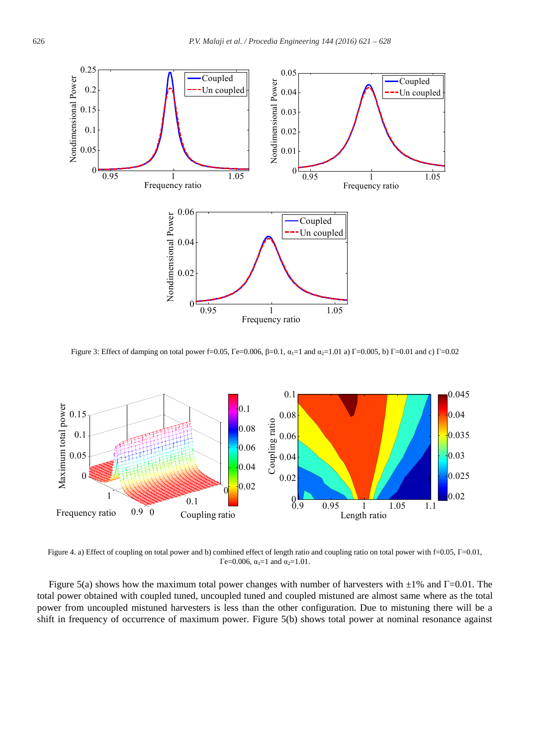Figure 3: Effect of damping on total power f=0.05, $\Gamma$e=0.006, $\beta$=0.1, $\alpha_1$=1 and $\alpha_2$=1.01 a) $\Gamma$=0.005, b) $\Gamma$=0.01 and c) $\Gamma$=0.02

Figure 4. a) Effect of coupling on total power and b) combined effect of length ratio and coupling ratio on total power with f=0.05, $\Gamma$=0.01, $\Gamma$e=0.006, $\alpha_1$=1 and $\alpha_2$=1.01.

Figure 5(a) shows how the maximum total power changes with number of harvesters with ±1% and $\Gamma$=0.01. The total power obtained with coupled tuned, uncoupled tuned and coupled mistuned are almost same where as the total power from uncoupled mistuned harvesters is less than the other configuration. Due to mistuning there will be a shift in frequency of occurrence of maximum power. Figure 5(b) shows total power at nominal resonance against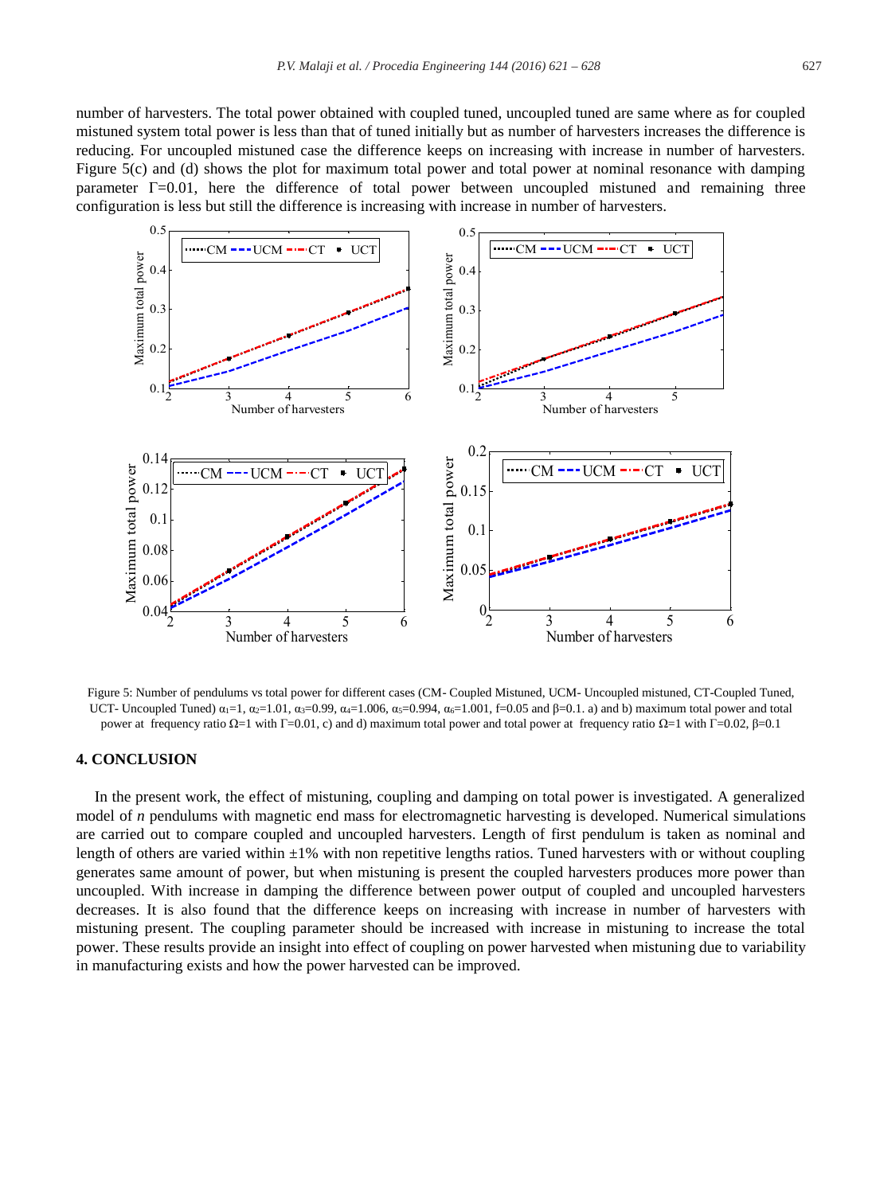number of harvesters. The total power obtained with coupled tuned, uncoupled tuned are same where as for coupled mistuned system total power is less than that of tuned initially but as number of harvesters increases the difference is reducing. For uncoupled mistuned case the difference keeps on increasing with increase in number of harvesters. Figure 5(c) and (d) shows the plot for maximum total power and total power at nominal resonance with damping parameter $\Gamma$=0.01, here the difference of total power between uncoupled mistuned and remaining three configuration is less but still the difference is increasing with increase in number of harvesters.

Figure 5: Number of pendulums vs total power for different cases (CM- Coupled Mistuned, UCM- Uncoupled mistuned, CT-Coupled Tuned, UCT- Uncoupled Tuned) $\alpha_1$=1, $\alpha_2$=1.01, $\alpha_3$=0.99, $\alpha_4$=1.006, $\alpha_5$=0.994, $\alpha_6$=1.001, f=0.05 and $\beta$=0.1. a) and b) maximum total power and total power at frequency ratio $\Omega$=1 with $\Gamma$=0.01, c) and d) maximum total power and total power at frequency ratio $\Omega$=1 with $\Gamma$=0.02, $\beta$=0.1

## 4. CONCLUSION

In the present work, the effect of mistuning, coupling and damping on total power is investigated. A generalized model of *n* pendulums with magnetic end mass for electromagnetic harvesting is developed. Numerical simulations are carried out to compare coupled and uncoupled harvesters. Length of first pendulum is taken as nominal and length of others are varied within ±1% with non repetitive lengths ratios. Tuned harvesters with or without coupling generates same amount of power, but when mistuning is present the coupled harvesters produces more power than uncoupled. With increase in damping the difference between power output of coupled and uncoupled harvesters decreases. It is also found that the difference keeps on increasing with increase in number of harvesters with mistuning present. The coupling parameter should be increased with increase in mistuning to increase the total power. These results provide an insight into effect of coupling on power harvested when mistuning due to variability in manufacturing exists and how the power harvested can be improved.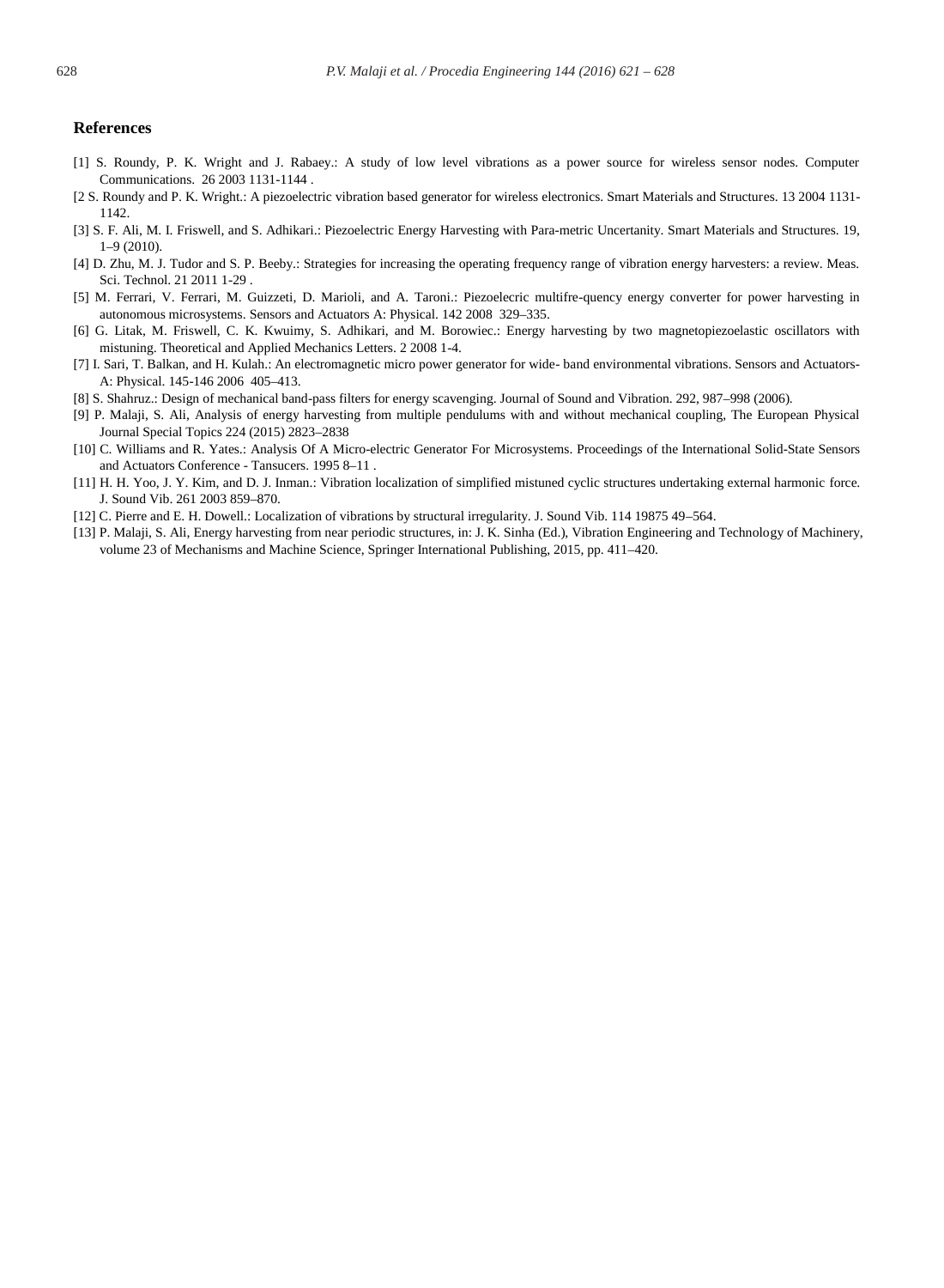## References

[1] S. Roundy, P. K. Wright and J. Rabaey.: A study of low level vibrations as a power source for wireless sensor nodes. Computer Communications. 26 2003 1131-1144 .

[2 S. Roundy and P. K. Wright.: A piezoelectric vibration based generator for wireless electronics. Smart Materials and Structures. 13 2004 1131-1142.

[3] S. F. Ali, M. I. Friswell, and S. Adhikari.: Piezoelectric Energy Harvesting with Para-metric Uncertanity. Smart Materials and Structures. 19, 1–9 (2010).

[4] D. Zhu, M. J. Tudor and S. P. Beeby.: Strategies for increasing the operating frequency range of vibration energy harvesters: a review. Meas. Sci. Technol. 21 2011 1-29 .

[5] M. Ferrari, V. Ferrari, M. Guizzeti, D. Marioli, and A. Taroni.: Piezoelecric multifre-quency energy converter for power harvesting in autonomous microsystems. Sensors and Actuators A: Physical. 142 2008 329–335.

[6] G. Litak, M. Friswell, C. K. Kwuimy, S. Adhikari, and M. Borowiec.: Energy harvesting by two magnetopiezoelastic oscillators with mistuning. Theoretical and Applied Mechanics Letters. 2 2008 1-4.

[7] I. Sari, T. Balkan, and H. Kulah.: An electromagnetic micro power generator for wide- band environmental vibrations. Sensors and Actuators-A: Physical. 145-146 2006 405–413.

[8] S. Shahruz.: Design of mechanical band-pass filters for energy scavenging. Journal of Sound and Vibration. 292, 987–998 (2006).

[9] P. Malaji, S. Ali, Analysis of energy harvesting from multiple pendulums with and without mechanical coupling, The European Physical Journal Special Topics 224 (2015) 2823–2838

[10] C. Williams and R. Yates.: Analysis Of A Micro-electric Generator For Microsystems. Proceedings of the International Solid-State Sensors and Actuators Conference - Tansucers. 1995 8–11 .

[11] H. H. Yoo, J. Y. Kim, and D. J. Inman.: Vibration localization of simplified mistuned cyclic structures undertaking external harmonic force. J. Sound Vib. 261 2003 859–870.

[12] C. Pierre and E. H. Dowell.: Localization of vibrations by structural irregularity. J. Sound Vib. 114 19875 49–564.

[13] P. Malaji, S. Ali, Energy harvesting from near periodic structures, in: J. K. Sinha (Ed.), Vibration Engineering and Technology of Machinery, volume 23 of Mechanisms and Machine Science, Springer International Publishing, 2015, pp. 411–420.